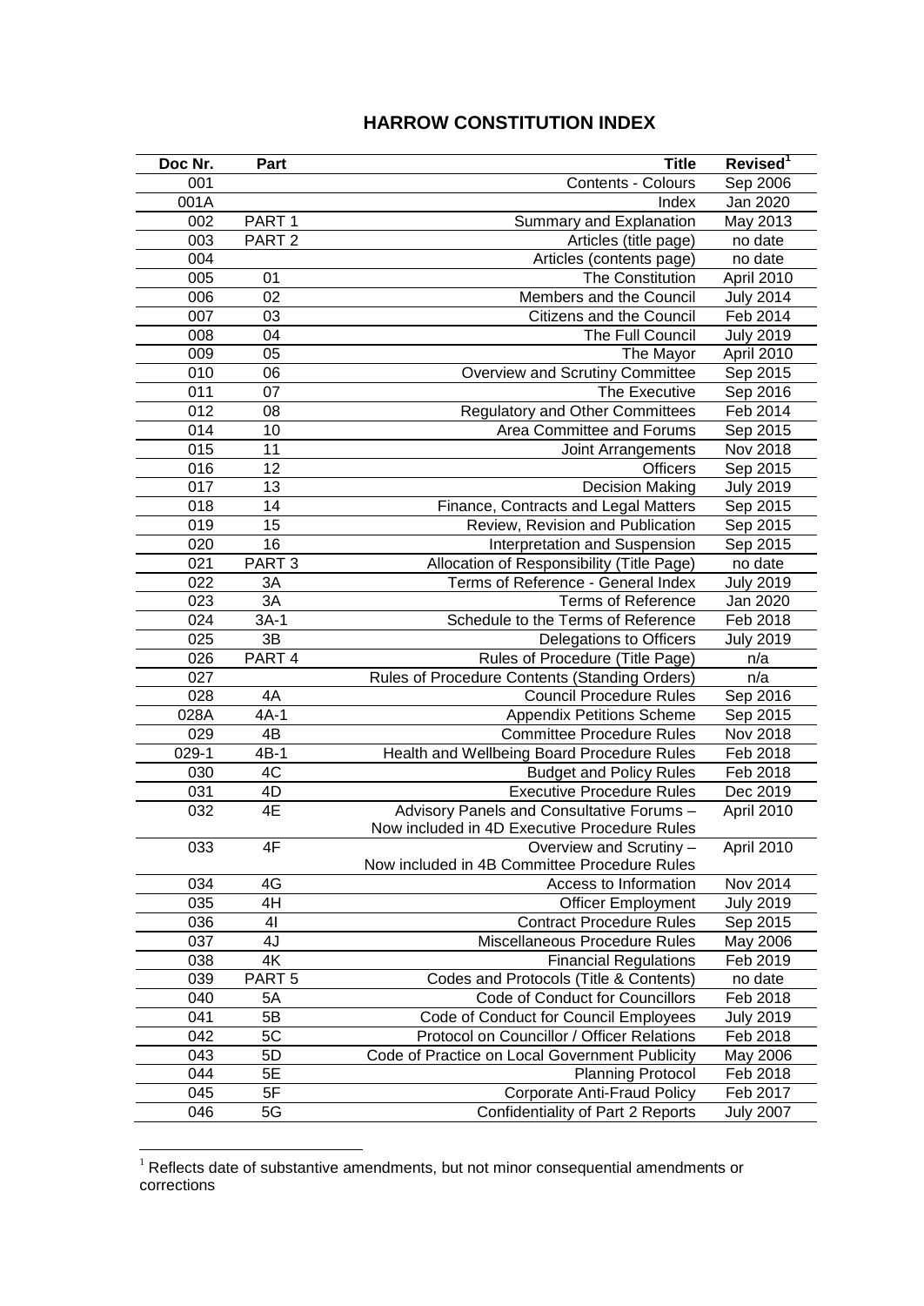# HARROW CONSTITUTION INDEX

| Doc Nr. | Part | Title | Revised[1] |
|---|---|---|---|
| 001 | | Contents - Colours | Sep 2006 |
| 001A | | Index | Jan 2020 |
| 002 | PART 1 | Summary and Explanation | May 2013 |
| 003 | PART 2 | Articles (title page) | no date |
| 004 | | Articles (contents page) | no date |
| 005 | 01 | The Constitution | April 2010 |
| 006 | 02 | Members and the Council | July 2014 |
| 007 | 03 | Citizens and the Council | Feb 2014 |
| 008 | 04 | The Full Council | July 2019 |
| 009 | 05 | The Mayor | April 2010 |
| 010 | 06 | Overview and Scrutiny Committee | Sep 2015 |
| 011 | 07 | The Executive | Sep 2016 |
| 012 | 08 | Regulatory and Other Committees | Feb 2014 |
| 014 | 10 | Area Committee and Forums | Sep 2015 |
| 015 | 11 | Joint Arrangements | Nov 2018 |
| 016 | 12 | Officers | Sep 2015 |
| 017 | 13 | Decision Making | July 2019 |
| 018 | 14 | Finance, Contracts and Legal Matters | Sep 2015 |
| 019 | 15 | Review, Revision and Publication | Sep 2015 |
| 020 | 16 | Interpretation and Suspension | Sep 2015 |
| 021 | PART 3 | Allocation of Responsibility (Title Page) | no date |
| 022 | 3A | Terms of Reference - General Index | July 2019 |
| 023 | 3A | Terms of Reference | Jan 2020 |
| 024 | 3A-1 | Schedule to the Terms of Reference | Feb 2018 |
| 025 | 3B | Delegations to Officers | July 2019 |
| 026 | PART 4 | Rules of Procedure (Title Page) | n/a |
| 027 | | Rules of Procedure Contents (Standing Orders) | n/a |
| 028 | 4A | Council Procedure Rules | Sep 2016 |
| 028A | 4A-1 | Appendix Petitions Scheme | Sep 2015 |
| 029 | 4B | Committee Procedure Rules | Nov 2018 |
| 029-1 | 4B-1 | Health and Wellbeing Board Procedure Rules | Feb 2018 |
| 030 | 4C | Budget and Policy Rules | Feb 2018 |
| 031 | 4D | Executive Procedure Rules | Dec 2019 |
| 032 | 4E | Advisory Panels and Consultative Forums – Now included in 4D Executive Procedure Rules | April 2010 |
| 033 | 4F | Overview and Scrutiny – Now included in 4B Committee Procedure Rules | April 2010 |
| 034 | 4G | Access to Information | Nov 2014 |
| 035 | 4H | Officer Employment | July 2019 |
| 036 | 4I | Contract Procedure Rules | Sep 2015 |
| 037 | 4J | Miscellaneous Procedure Rules | May 2006 |
| 038 | 4K | Financial Regulations | Feb 2019 |
| 039 | PART 5 | Codes and Protocols (Title & Contents) | no date |
| 040 | 5A | Code of Conduct for Councillors | Feb 2018 |
| 041 | 5B | Code of Conduct for Council Employees | July 2019 |
| 042 | 5C | Protocol on Councillor / Officer Relations | Feb 2018 |
| 043 | 5D | Code of Practice on Local Government Publicity | May 2006 |
| 044 | 5E | Planning Protocol | Feb 2018 |
| 045 | 5F | Corporate Anti-Fraud Policy | Feb 2017 |
| 046 | 5G | Confidentiality of Part 2 Reports | July 2007 |

[1] Reflects date of substantive amendments, but not minor consequential amendments or corrections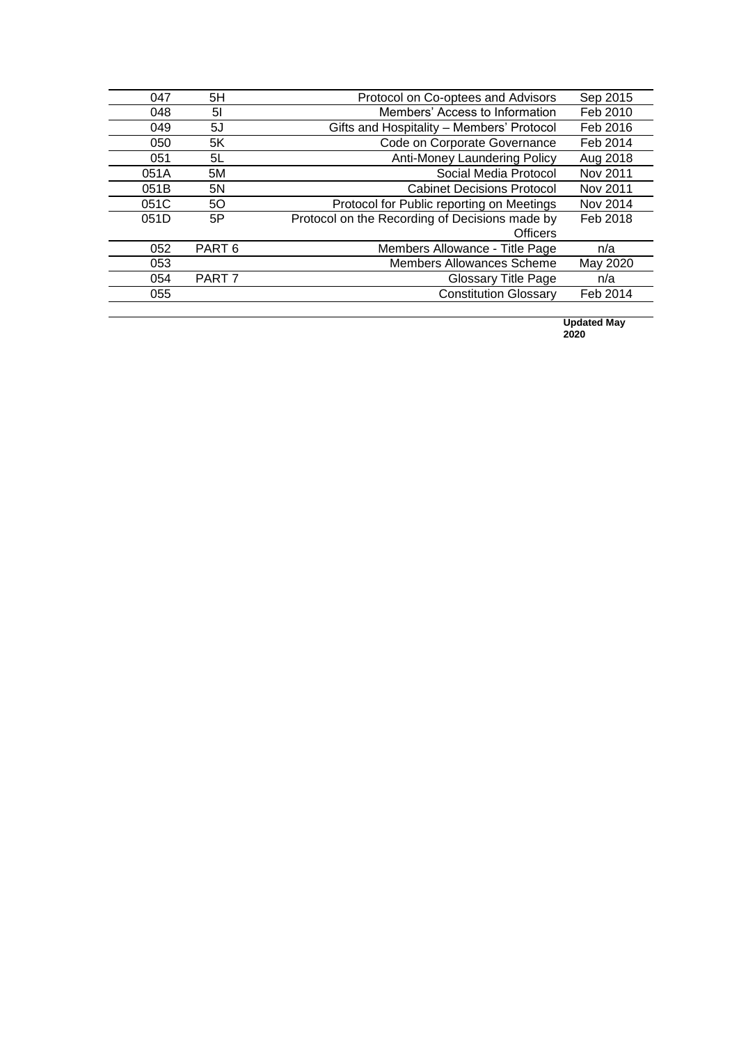| | | | |
|---|---|---|---|
| 047 | 5H | Protocol on Co-optees and Advisors | Sep 2015 |
| 048 | 5I | Members' Access to Information | Feb 2010 |
| 049 | 5J | Gifts and Hospitality – Members' Protocol | Feb 2016 |
| 050 | 5K | Code on Corporate Governance | Feb 2014 |
| 051 | 5L | Anti-Money Laundering Policy | Aug 2018 |
| 051A | 5M | Social Media Protocol | Nov 2011 |
| 051B | 5N | Cabinet Decisions Protocol | Nov 2011 |
| 051C | 5O | Protocol for Public reporting on Meetings | Nov 2014 |
| 051D | 5P | Protocol on the Recording of Decisions made by Officers | Feb 2018 |
| 052 | PART 6 | Members Allowance - Title Page | n/a |
| 053 | | Members Allowances Scheme | May 2020 |
| 054 | PART 7 | Glossary Title Page | n/a |
| 055 | | Constitution Glossary | Feb 2014 |

**Updated May 2020**